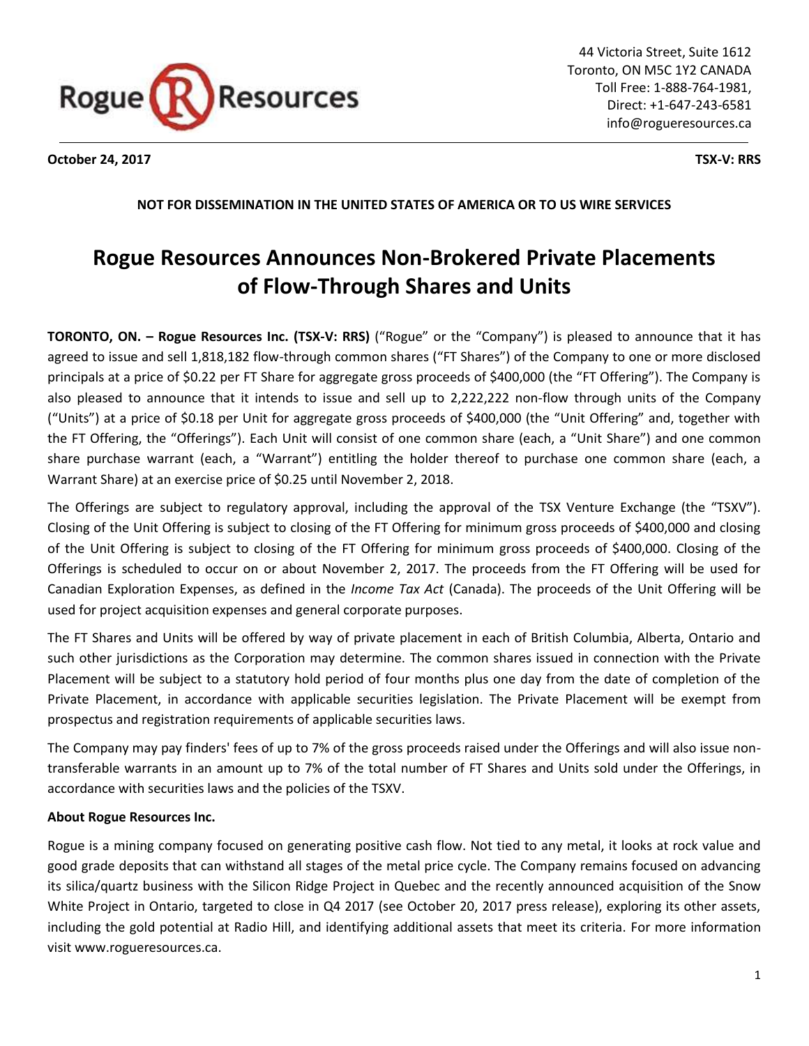Rogue Resources

44 Victoria Street, Suite 1612
Toronto, ON M5C 1Y2 CANADA
Toll Free: 1-888-764-1981,
Direct: +1-647-243-6581
info@rogueresources.ca

**October 24, 2017** **TSX-V: RRS**

**NOT FOR DISSEMINATION IN THE UNITED STATES OF AMERICA OR TO US WIRE SERVICES**

# Rogue Resources Announces Non-Brokered Private Placements of Flow-Through Shares and Units

**TORONTO, ON. – Rogue Resources Inc. (TSX-V: RRS)** ("Rogue" or the "Company") is pleased to announce that it has agreed to issue and sell 1,818,182 flow-through common shares ("FT Shares") of the Company to one or more disclosed principals at a price of $0.22 per FT Share for aggregate gross proceeds of $400,000 (the "FT Offering"). The Company is also pleased to announce that it intends to issue and sell up to 2,222,222 non-flow through units of the Company ("Units") at a price of $0.18 per Unit for aggregate gross proceeds of $400,000 (the "Unit Offering" and, together with the FT Offering, the "Offerings"). Each Unit will consist of one common share (each, a "Unit Share") and one common share purchase warrant (each, a "Warrant") entitling the holder thereof to purchase one common share (each, a Warrant Share) at an exercise price of $0.25 until November 2, 2018.

The Offerings are subject to regulatory approval, including the approval of the TSX Venture Exchange (the "TSXV"). Closing of the Unit Offering is subject to closing of the FT Offering for minimum gross proceeds of $400,000 and closing of the Unit Offering is subject to closing of the FT Offering for minimum gross proceeds of $400,000. Closing of the Offerings is scheduled to occur on or about November 2, 2017. The proceeds from the FT Offering will be used for Canadian Exploration Expenses, as defined in the *Income Tax Act* (Canada). The proceeds of the Unit Offering will be used for project acquisition expenses and general corporate purposes.

The FT Shares and Units will be offered by way of private placement in each of British Columbia, Alberta, Ontario and such other jurisdictions as the Corporation may determine. The common shares issued in connection with the Private Placement will be subject to a statutory hold period of four months plus one day from the date of completion of the Private Placement, in accordance with applicable securities legislation. The Private Placement will be exempt from prospectus and registration requirements of applicable securities laws.

The Company may pay finders' fees of up to 7% of the gross proceeds raised under the Offerings and will also issue non-transferable warrants in an amount up to 7% of the total number of FT Shares and Units sold under the Offerings, in accordance with securities laws and the policies of the TSXV.

**About Rogue Resources Inc.**

Rogue is a mining company focused on generating positive cash flow. Not tied to any metal, it looks at rock value and good grade deposits that can withstand all stages of the metal price cycle. The Company remains focused on advancing its silica/quartz business with the Silicon Ridge Project in Quebec and the recently announced acquisition of the Snow White Project in Ontario, targeted to close in Q4 2017 (see October 20, 2017 press release), exploring its other assets, including the gold potential at Radio Hill, and identifying additional assets that meet its criteria. For more information visit www.rogueresources.ca.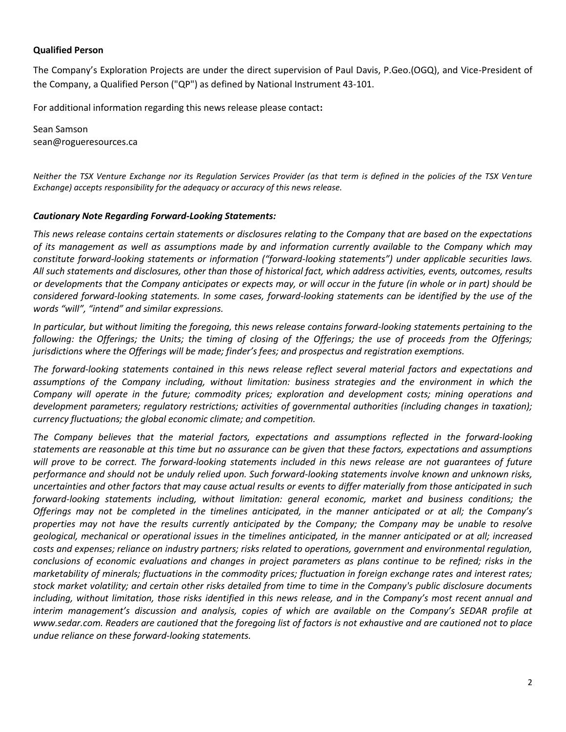**Qualified Person**

The Company's Exploration Projects are under the direct supervision of Paul Davis, P.Geo.(OGQ), and Vice-President of the Company, a Qualified Person ("QP") as defined by National Instrument 43-101.

For additional information regarding this news release please contact**:**

Sean Samson
sean@rogueresources.ca

*Neither the TSX Venture Exchange nor its Regulation Services Provider (as that term is defined in the policies of the TSX Venture Exchange) accepts responsibility for the adequacy or accuracy of this news release.*

***Cautionary Note Regarding Forward-Looking Statements:***

*This news release contains certain statements or disclosures relating to the Company that are based on the expectations of its management as well as assumptions made by and information currently available to the Company which may constitute forward-looking statements or information ("forward-looking statements") under applicable securities laws. All such statements and disclosures, other than those of historical fact, which address activities, events, outcomes, results or developments that the Company anticipates or expects may, or will occur in the future (in whole or in part) should be considered forward-looking statements. In some cases, forward-looking statements can be identified by the use of the words "will", "intend" and similar expressions.*

*In particular, but without limiting the foregoing, this news release contains forward-looking statements pertaining to the following: the Offerings; the Units; the timing of closing of the Offerings; the use of proceeds from the Offerings; jurisdictions where the Offerings will be made; finder's fees; and prospectus and registration exemptions.*

*The forward-looking statements contained in this news release reflect several material factors and expectations and assumptions of the Company including, without limitation: business strategies and the environment in which the Company will operate in the future; commodity prices; exploration and development costs; mining operations and development parameters; regulatory restrictions; activities of governmental authorities (including changes in taxation); currency fluctuations; the global economic climate; and competition.*

*The Company believes that the material factors, expectations and assumptions reflected in the forward-looking statements are reasonable at this time but no assurance can be given that these factors, expectations and assumptions will prove to be correct. The forward-looking statements included in this news release are not guarantees of future performance and should not be unduly relied upon. Such forward-looking statements involve known and unknown risks, uncertainties and other factors that may cause actual results or events to differ materially from those anticipated in such forward-looking statements including, without limitation: general economic, market and business conditions; the Offerings may not be completed in the timelines anticipated, in the manner anticipated or at all; the Company's properties may not have the results currently anticipated by the Company; the Company may be unable to resolve geological, mechanical or operational issues in the timelines anticipated, in the manner anticipated or at all; increased costs and expenses; reliance on industry partners; risks related to operations, government and environmental regulation, conclusions of economic evaluations and changes in project parameters as plans continue to be refined; risks in the marketability of minerals; fluctuations in the commodity prices; fluctuation in foreign exchange rates and interest rates; stock market volatility; and certain other risks detailed from time to time in the Company's public disclosure documents including, without limitation, those risks identified in this news release, and in the Company's most recent annual and interim management's discussion and analysis, copies of which are available on the Company's SEDAR profile at www.sedar.com. Readers are cautioned that the foregoing list of factors is not exhaustive and are cautioned not to place undue reliance on these forward-looking statements.*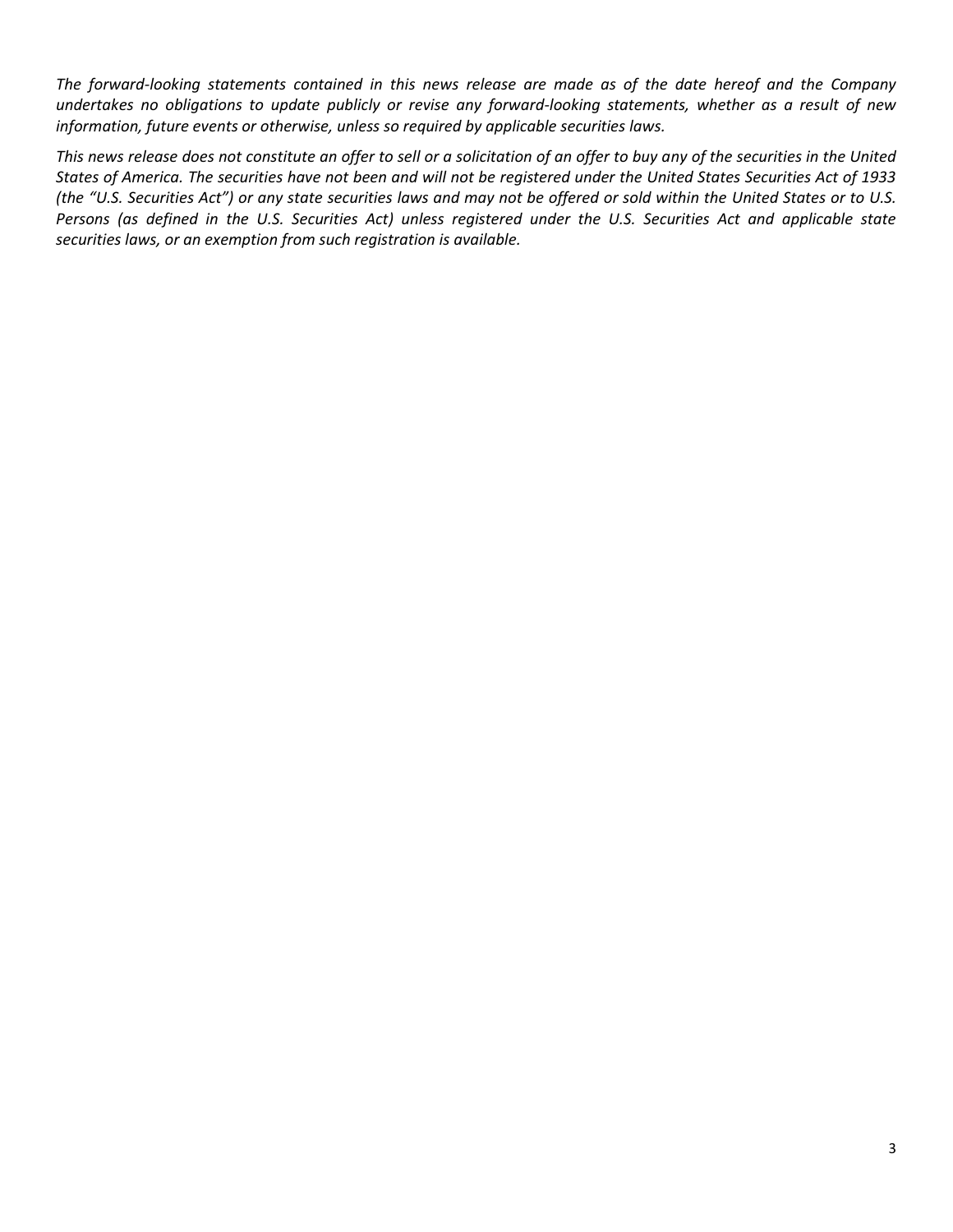*The forward-looking statements contained in this news release are made as of the date hereof and the Company undertakes no obligations to update publicly or revise any forward-looking statements, whether as a result of new information, future events or otherwise, unless so required by applicable securities laws.*

*This news release does not constitute an offer to sell or a solicitation of an offer to buy any of the securities in the United States of America. The securities have not been and will not be registered under the United States Securities Act of 1933 (the "U.S. Securities Act") or any state securities laws and may not be offered or sold within the United States or to U.S. Persons (as defined in the U.S. Securities Act) unless registered under the U.S. Securities Act and applicable state securities laws, or an exemption from such registration is available.*